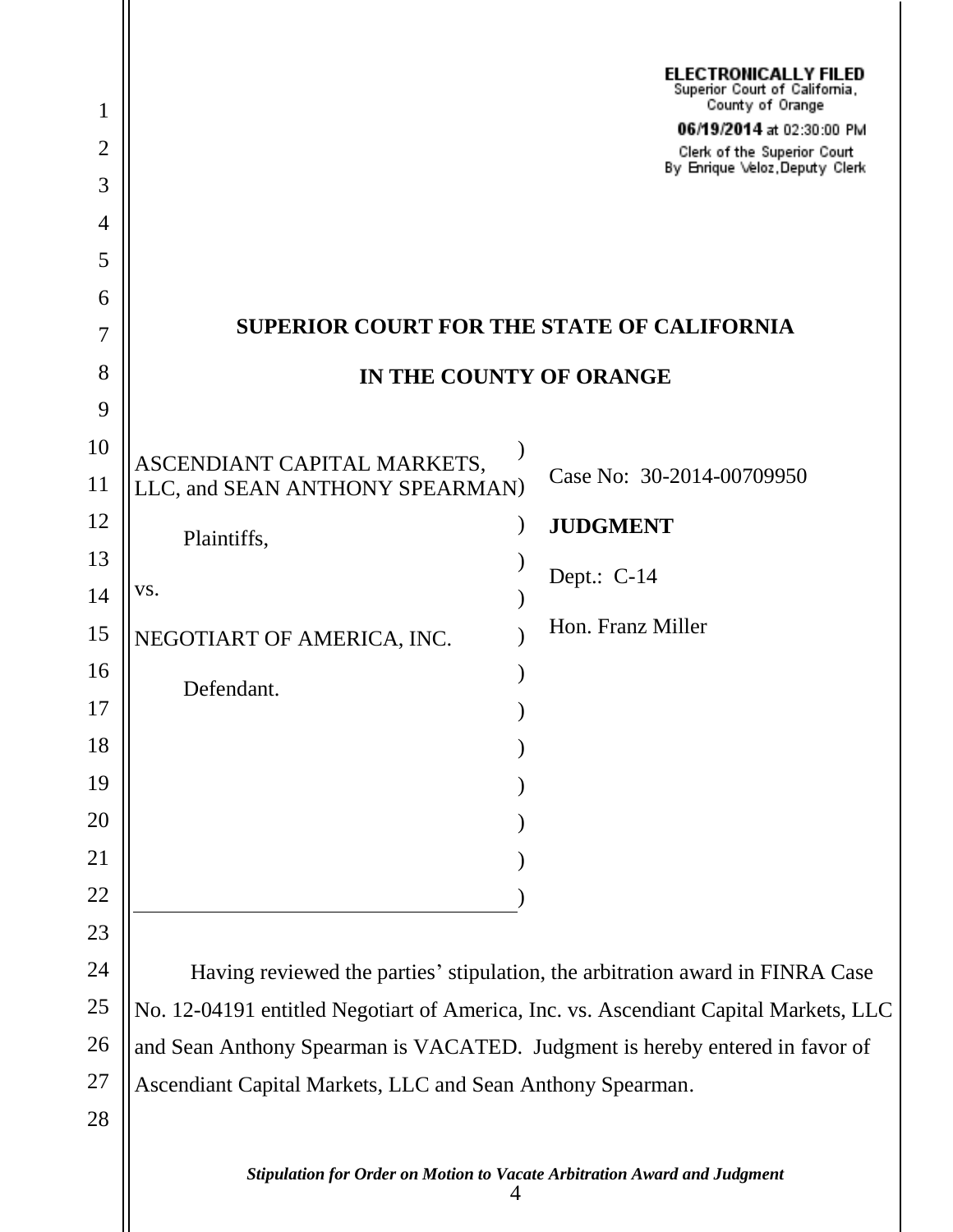ELECTRONICALLY FILED
Superior Court of California,
County of Orange

**06/19/2014** at 02:30:00 PM

Clerk of the Superior Court
By Enrique Veloz, Deputy Clerk

**SUPERIOR COURT FOR THE STATE OF CALIFORNIA**

**IN THE COUNTY OF ORANGE**

| | |
|---|---|
| ASCENDIANT CAPITAL MARKETS, LLC, and SEAN ANTHONY SPEARMAN<br><br>Plaintiffs,<br><br>vs.<br><br>NEGOTIART OF AMERICA, INC.<br><br>Defendant. | Case No: 30-2014-00709950<br><br>**JUDGMENT**<br><br>Dept.: C-14<br><br>Hon. Franz Miller |

Having reviewed the parties' stipulation, the arbitration award in FINRA Case No. 12-04191 entitled Negotiart of America, Inc. vs. Ascendiant Capital Markets, LLC and Sean Anthony Spearman is VACATED. Judgment is hereby entered in favor of Ascendiant Capital Markets, LLC and Sean Anthony Spearman.

*Stipulation for Order on Motion to Vacate Arbitration Award and Judgment*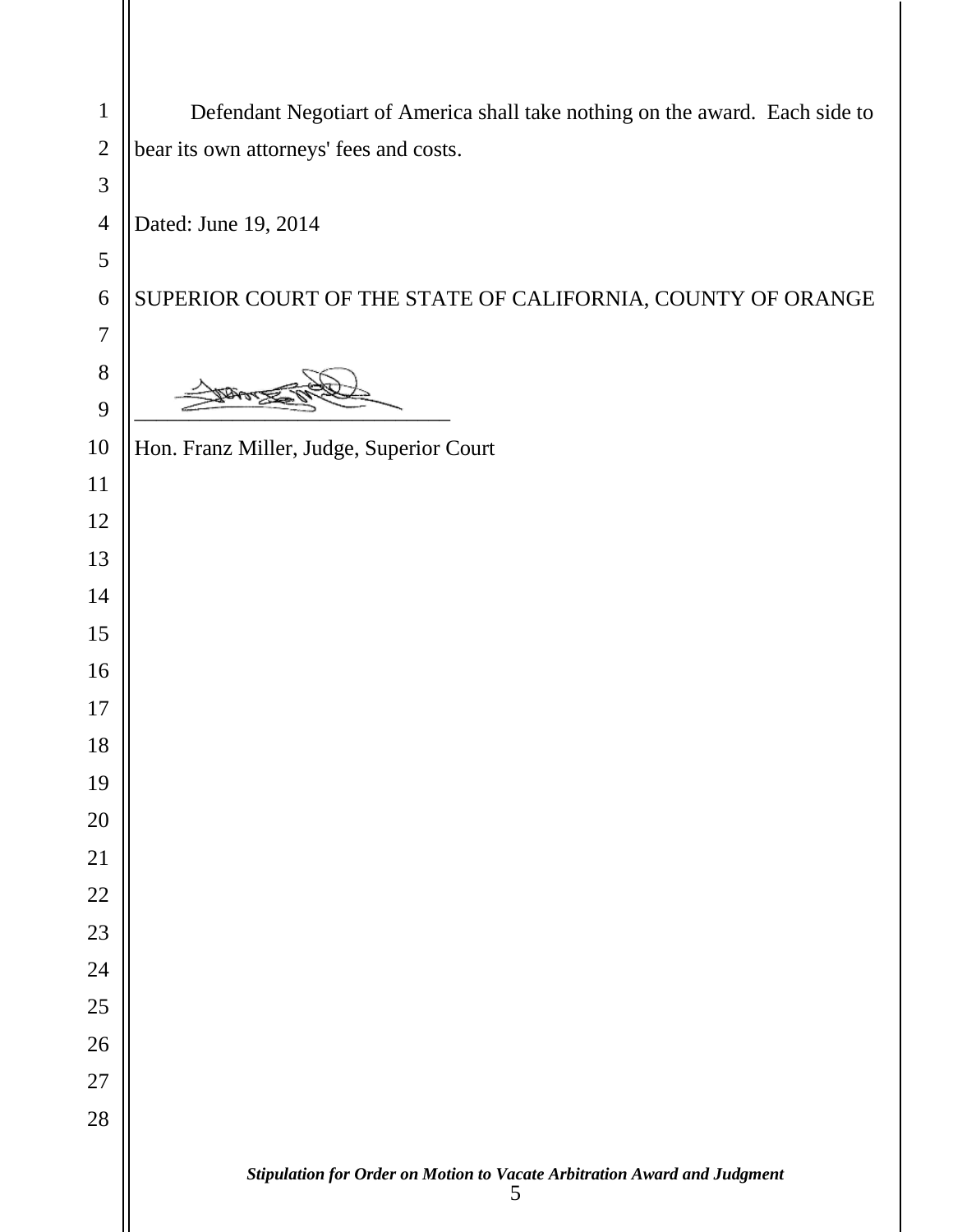Defendant Negotiart of America shall take nothing on the award. Each side to bear its own attorneys' fees and costs.

Dated: June 19, 2014

SUPERIOR COURT OF THE STATE OF CALIFORNIA, COUNTY OF ORANGE

_______________________________

Hon. Franz Miller, Judge, Superior Court